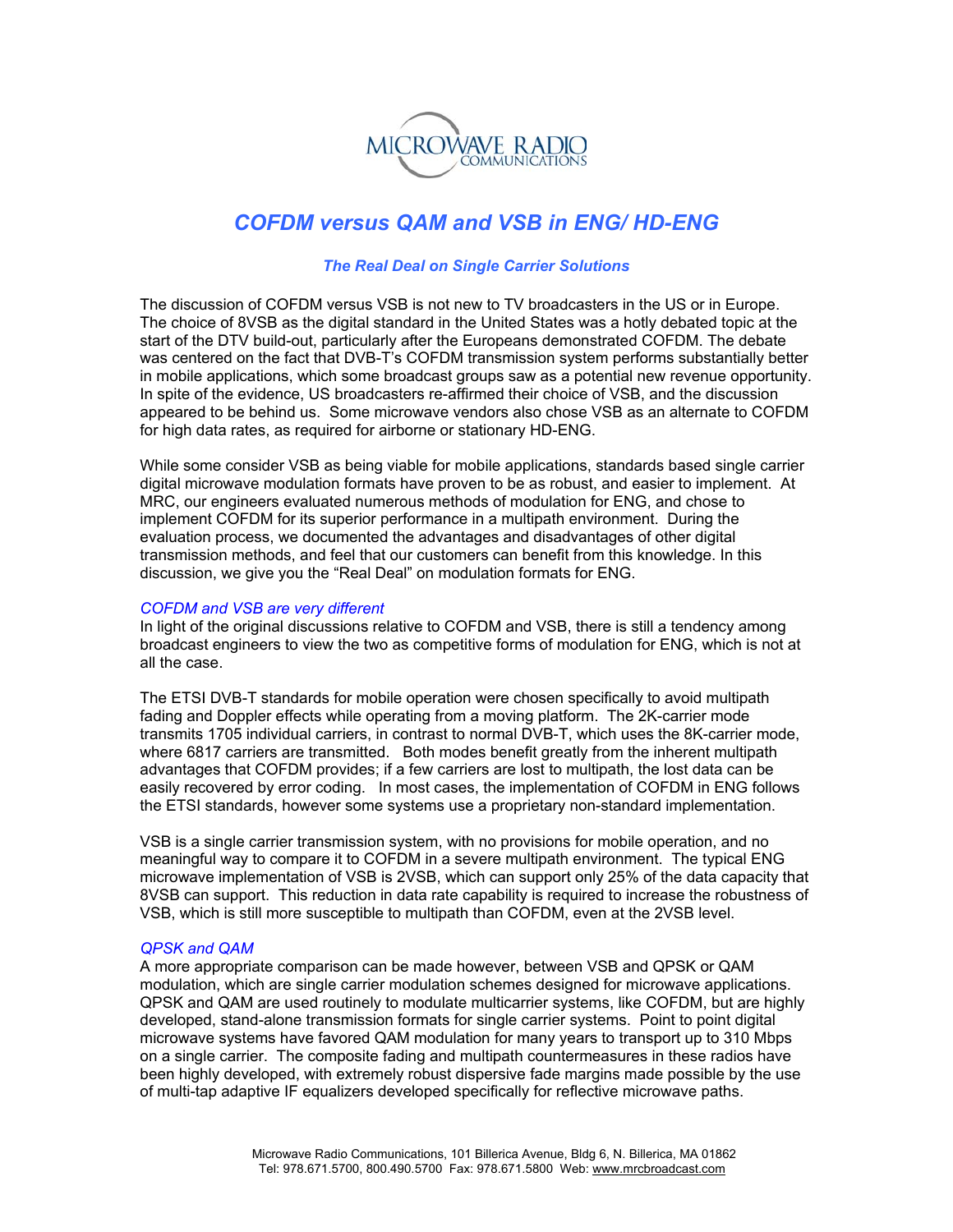MICROWAVE RADIO COMMUNICATIONS

# *COFDM versus QAM and VSB in ENG/ HD-ENG*

### *The Real Deal on Single Carrier Solutions*

The discussion of COFDM versus VSB is not new to TV broadcasters in the US or in Europe. The choice of 8VSB as the digital standard in the United States was a hotly debated topic at the start of the DTV build-out, particularly after the Europeans demonstrated COFDM. The debate was centered on the fact that DVB-T's COFDM transmission system performs substantially better in mobile applications, which some broadcast groups saw as a potential new revenue opportunity. In spite of the evidence, US broadcasters re-affirmed their choice of VSB, and the discussion appeared to be behind us. Some microwave vendors also chose VSB as an alternate to COFDM for high data rates, as required for airborne or stationary HD-ENG.

While some consider VSB as being viable for mobile applications, standards based single carrier digital microwave modulation formats have proven to be as robust, and easier to implement. At MRC, our engineers evaluated numerous methods of modulation for ENG, and chose to implement COFDM for its superior performance in a multipath environment. During the evaluation process, we documented the advantages and disadvantages of other digital transmission methods, and feel that our customers can benefit from this knowledge. In this discussion, we give you the "Real Deal" on modulation formats for ENG.

#### *COFDM and VSB are very different*

In light of the original discussions relative to COFDM and VSB, there is still a tendency among broadcast engineers to view the two as competitive forms of modulation for ENG, which is not at all the case.

The ETSI DVB-T standards for mobile operation were chosen specifically to avoid multipath fading and Doppler effects while operating from a moving platform. The 2K-carrier mode transmits 1705 individual carriers, in contrast to normal DVB-T, which uses the 8K-carrier mode, where 6817 carriers are transmitted. Both modes benefit greatly from the inherent multipath advantages that COFDM provides; if a few carriers are lost to multipath, the lost data can be easily recovered by error coding. In most cases, the implementation of COFDM in ENG follows the ETSI standards, however some systems use a proprietary non-standard implementation.

VSB is a single carrier transmission system, with no provisions for mobile operation, and no meaningful way to compare it to COFDM in a severe multipath environment. The typical ENG microwave implementation of VSB is 2VSB, which can support only 25% of the data capacity that 8VSB can support. This reduction in data rate capability is required to increase the robustness of VSB, which is still more susceptible to multipath than COFDM, even at the 2VSB level.

#### *QPSK and QAM*

A more appropriate comparison can be made however, between VSB and QPSK or QAM modulation, which are single carrier modulation schemes designed for microwave applications. QPSK and QAM are used routinely to modulate multicarrier systems, like COFDM, but are highly developed, stand-alone transmission formats for single carrier systems. Point to point digital microwave systems have favored QAM modulation for many years to transport up to 310 Mbps on a single carrier. The composite fading and multipath countermeasures in these radios have been highly developed, with extremely robust dispersive fade margins made possible by the use of multi-tap adaptive IF equalizers developed specifically for reflective microwave paths.

Microwave Radio Communications, 101 Billerica Avenue, Bldg 6, N. Billerica, MA 01862
Tel: 978.671.5700, 800.490.5700 Fax: 978.671.5800 Web: www.mrcbroadcast.com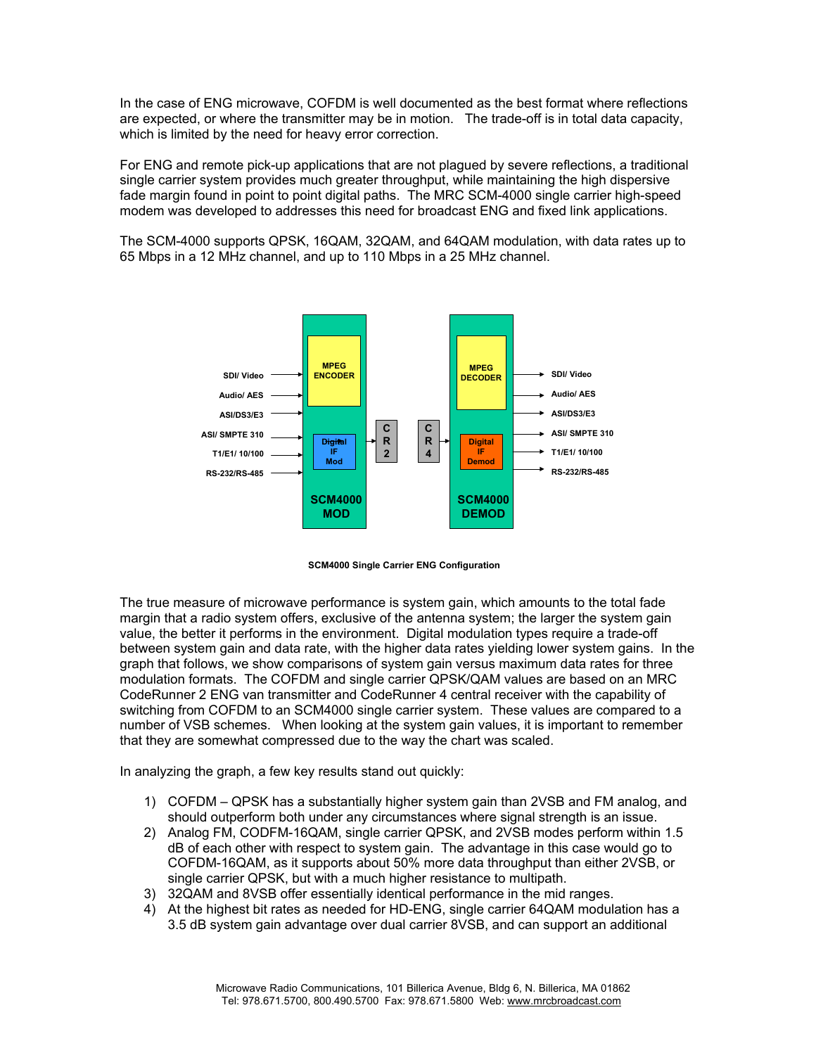In the case of ENG microwave, COFDM is well documented as the best format where reflections are expected, or where the transmitter may be in motion. The trade-off is in total data capacity, which is limited by the need for heavy error correction.

For ENG and remote pick-up applications that are not plagued by severe reflections, a traditional single carrier system provides much greater throughput, while maintaining the high dispersive fade margin found in point to point digital paths. The MRC SCM-4000 single carrier high-speed modem was developed to addresses this need for broadcast ENG and fixed link applications.

The SCM-4000 supports QPSK, 16QAM, 32QAM, and 64QAM modulation, with data rates up to 65 Mbps in a 12 MHz channel, and up to 110 Mbps in a 25 MHz channel.

SCM4000 Single Carrier ENG Configuration

The true measure of microwave performance is system gain, which amounts to the total fade margin that a radio system offers, exclusive of the antenna system; the larger the system gain value, the better it performs in the environment. Digital modulation types require a trade-off between system gain and data rate, with the higher data rates yielding lower system gains. In the graph that follows, we show comparisons of system gain versus maximum data rates for three modulation formats. The COFDM and single carrier QPSK/QAM values are based on an MRC CodeRunner 2 ENG van transmitter and CodeRunner 4 central receiver with the capability of switching from COFDM to an SCM4000 single carrier system. These values are compared to a number of VSB schemes. When looking at the system gain values, it is important to remember that they are somewhat compressed due to the way the chart was scaled.

In analyzing the graph, a few key results stand out quickly:

1) COFDM – QPSK has a substantially higher system gain than 2VSB and FM analog, and should outperform both under any circumstances where signal strength is an issue.
2) Analog FM, CODFM-16QAM, single carrier QPSK, and 2VSB modes perform within 1.5 dB of each other with respect to system gain. The advantage in this case would go to COFDM-16QAM, as it supports about 50% more data throughput than either 2VSB, or single carrier QPSK, but with a much higher resistance to multipath.
3) 32QAM and 8VSB offer essentially identical performance in the mid ranges.
4) At the highest bit rates as needed for HD-ENG, single carrier 64QAM modulation has a 3.5 dB system gain advantage over dual carrier 8VSB, and can support an additional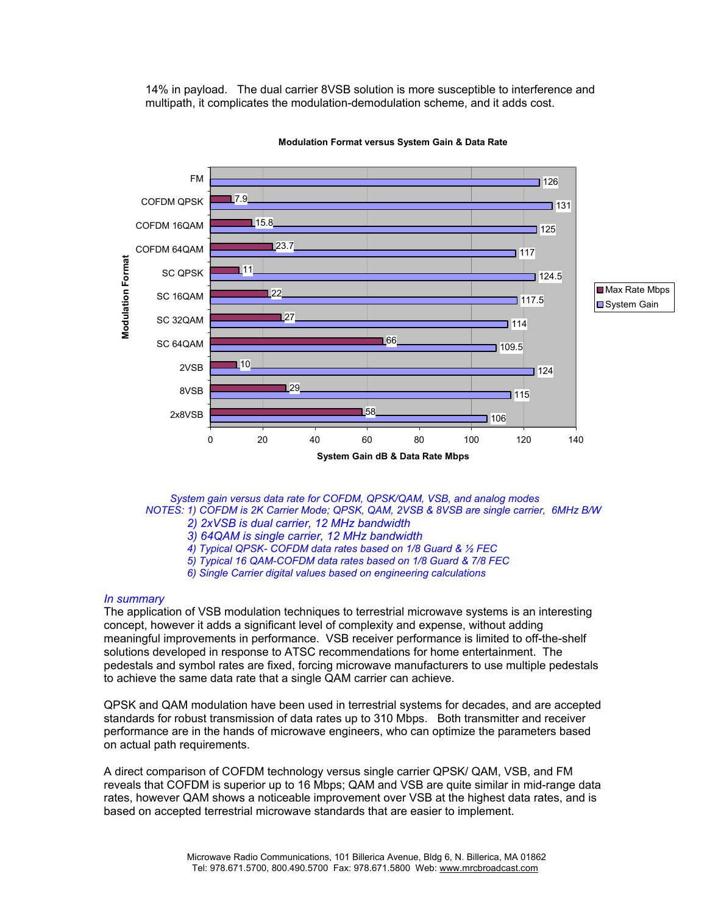14% in payload. The dual carrier 8VSB solution is more susceptible to interference and multipath, it complicates the modulation-demodulation scheme, and it adds cost.

**Modulation Format versus System Gain & Data Rate**

Modulation Format

FM 126

COFDM QPSK 7.9 131

COFDM 16QAM 15.8 125

COFDM 64QAM 23.7 117

SC QPSK 11 124.5

SC 16QAM 22 117.5

SC 32QAM 27 114

SC 64QAM 66 109.5

2VSB 10 124

8VSB 29 115

2x8VSB 58 106

0 20 40 60 80 100 120 140

System Gain dB & Data Rate Mbps

Max Rate Mbps

System Gain

*System gain versus data rate for COFDM, QPSK/QAM, VSB, and analog modes*

*NOTES: 1) COFDM is 2K Carrier Mode; QPSK, QAM, 2VSB & 8VSB are single carrier, 6MHz B/W*

*2) 2xVSB is dual carrier, 12 MHz bandwidth*

*3) 64QAM is single carrier, 12 MHz bandwidth*

*4) Typical QPSK- COFDM data rates based on 1/8 Guard & ½ FEC*

*5) Typical 16 QAM-COFDM data rates based on 1/8 Guard & 7/8 FEC*

*6) Single Carrier digital values based on engineering calculations*

*In summary*

The application of VSB modulation techniques to terrestrial microwave systems is an interesting concept, however it adds a significant level of complexity and expense, without adding meaningful improvements in performance. VSB receiver performance is limited to off-the-shelf solutions developed in response to ATSC recommendations for home entertainment. The pedestals and symbol rates are fixed, forcing microwave manufacturers to use multiple pedestals to achieve the same data rate that a single QAM carrier can achieve.

QPSK and QAM modulation have been used in terrestrial systems for decades, and are accepted standards for robust transmission of data rates up to 310 Mbps. Both transmitter and receiver performance are in the hands of microwave engineers, who can optimize the parameters based on actual path requirements.

A direct comparison of COFDM technology versus single carrier QPSK/ QAM, VSB, and FM reveals that COFDM is superior up to 16 Mbps; QAM and VSB are quite similar in mid-range data rates, however QAM shows a noticeable improvement over VSB at the highest data rates, and is based on accepted terrestrial microwave standards that are easier to implement.

Microwave Radio Communications, 101 Billerica Avenue, Bldg 6, N. Billerica, MA 01862
Tel: 978.671.5700, 800.490.5700 Fax: 978.671.5800 Web: www.mrcbroadcast.com